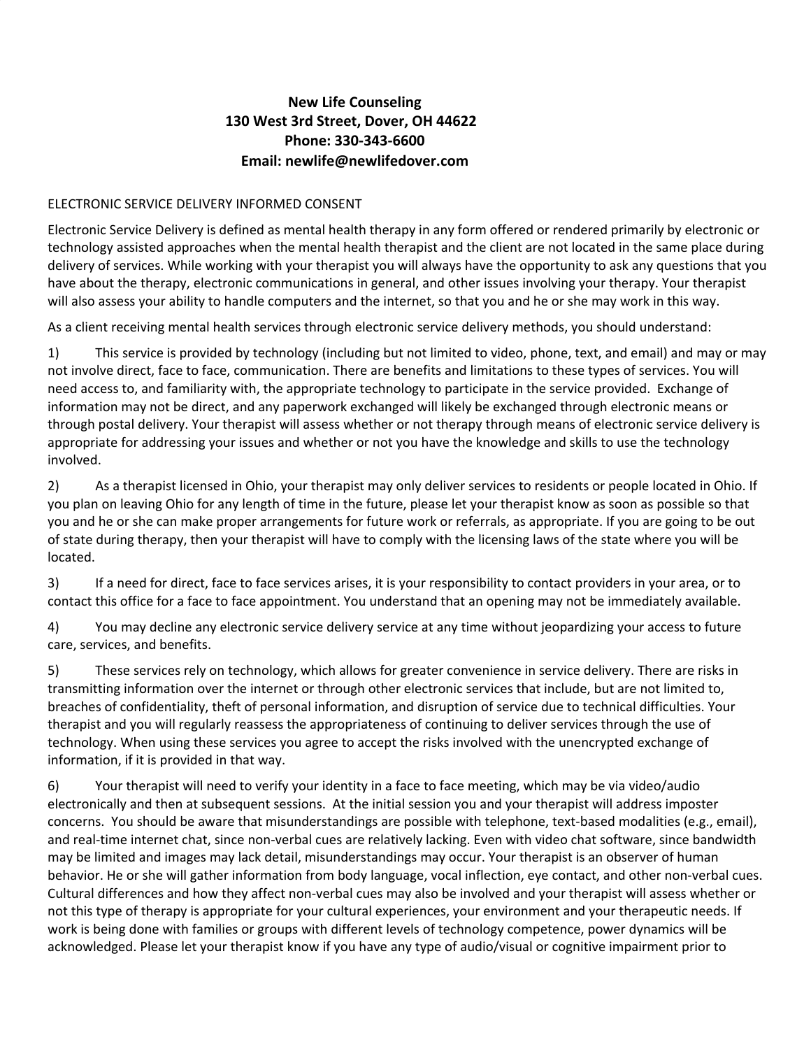**New Life Counseling**
**130 West 3rd Street, Dover, OH 44622**
**Phone: 330-343-6600**
**Email: newlife@newlifedover.com**

ELECTRONIC SERVICE DELIVERY INFORMED CONSENT

Electronic Service Delivery is defined as mental health therapy in any form offered or rendered primarily by electronic or technology assisted approaches when the mental health therapist and the client are not located in the same place during delivery of services. While working with your therapist you will always have the opportunity to ask any questions that you have about the therapy, electronic communications in general, and other issues involving your therapy. Your therapist will also assess your ability to handle computers and the internet, so that you and he or she may work in this way.

As a client receiving mental health services through electronic service delivery methods, you should understand:

1) This service is provided by technology (including but not limited to video, phone, text, and email) and may or may not involve direct, face to face, communication. There are benefits and limitations to these types of services. You will need access to, and familiarity with, the appropriate technology to participate in the service provided. Exchange of information may not be direct, and any paperwork exchanged will likely be exchanged through electronic means or through postal delivery. Your therapist will assess whether or not therapy through means of electronic service delivery is appropriate for addressing your issues and whether or not you have the knowledge and skills to use the technology involved.

2) As a therapist licensed in Ohio, your therapist may only deliver services to residents or people located in Ohio. If you plan on leaving Ohio for any length of time in the future, please let your therapist know as soon as possible so that you and he or she can make proper arrangements for future work or referrals, as appropriate. If you are going to be out of state during therapy, then your therapist will have to comply with the licensing laws of the state where you will be located.

3) If a need for direct, face to face services arises, it is your responsibility to contact providers in your area, or to contact this office for a face to face appointment. You understand that an opening may not be immediately available.

4) You may decline any electronic service delivery service at any time without jeopardizing your access to future care, services, and benefits.

5) These services rely on technology, which allows for greater convenience in service delivery. There are risks in transmitting information over the internet or through other electronic services that include, but are not limited to, breaches of confidentiality, theft of personal information, and disruption of service due to technical difficulties. Your therapist and you will regularly reassess the appropriateness of continuing to deliver services through the use of technology. When using these services you agree to accept the risks involved with the unencrypted exchange of information, if it is provided in that way.

6) Your therapist will need to verify your identity in a face to face meeting, which may be via video/audio electronically and then at subsequent sessions. At the initial session you and your therapist will address imposter concerns. You should be aware that misunderstandings are possible with telephone, text-based modalities (e.g., email), and real-time internet chat, since non-verbal cues are relatively lacking. Even with video chat software, since bandwidth may be limited and images may lack detail, misunderstandings may occur. Your therapist is an observer of human behavior. He or she will gather information from body language, vocal inflection, eye contact, and other non-verbal cues. Cultural differences and how they affect non-verbal cues may also be involved and your therapist will assess whether or not this type of therapy is appropriate for your cultural experiences, your environment and your therapeutic needs. If work is being done with families or groups with different levels of technology competence, power dynamics will be acknowledged. Please let your therapist know if you have any type of audio/visual or cognitive impairment prior to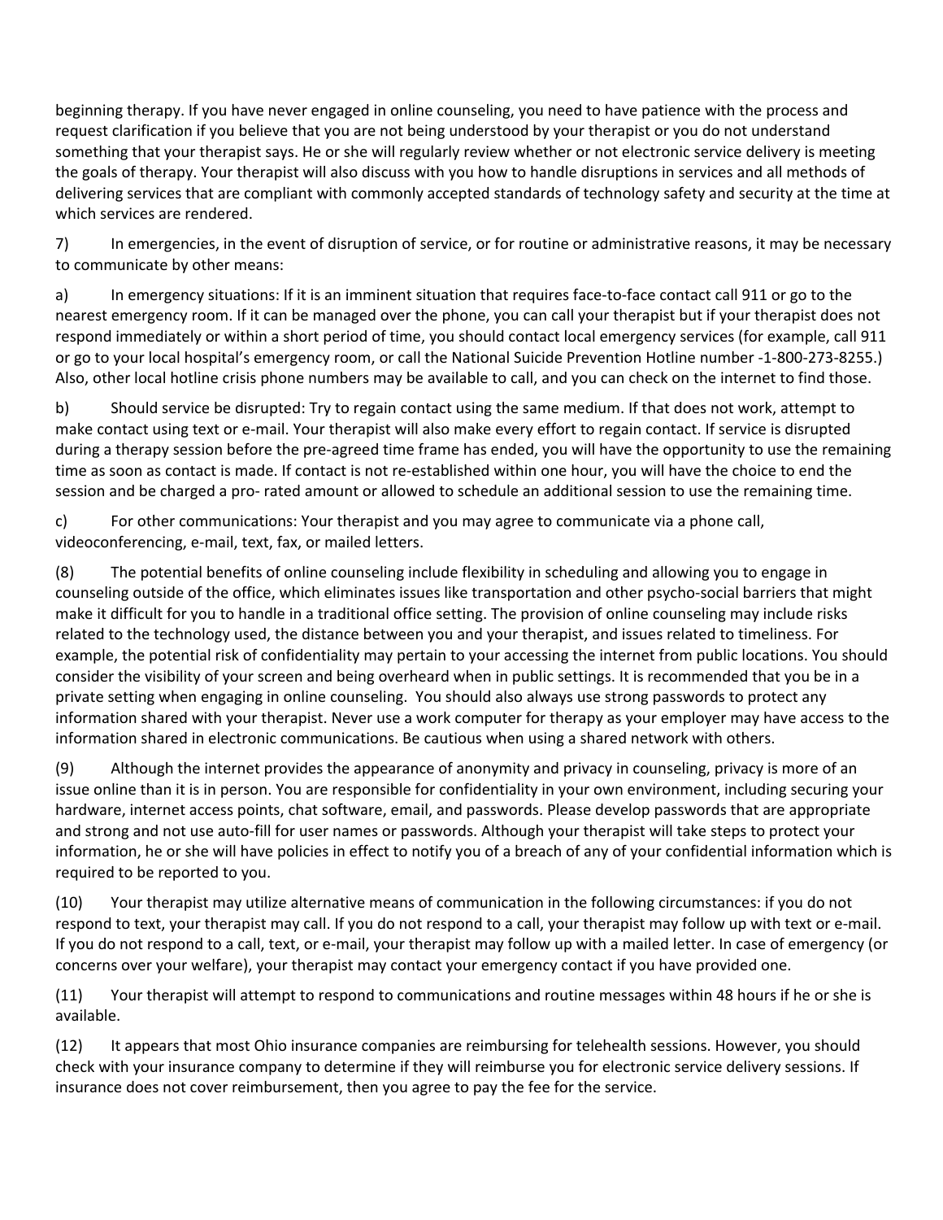beginning therapy. If you have never engaged in online counseling, you need to have patience with the process and request clarification if you believe that you are not being understood by your therapist or you do not understand something that your therapist says. He or she will regularly review whether or not electronic service delivery is meeting the goals of therapy. Your therapist will also discuss with you how to handle disruptions in services and all methods of delivering services that are compliant with commonly accepted standards of technology safety and security at the time at which services are rendered.

7) In emergencies, in the event of disruption of service, or for routine or administrative reasons, it may be necessary to communicate by other means:

a) In emergency situations: If it is an imminent situation that requires face-to-face contact call 911 or go to the nearest emergency room. If it can be managed over the phone, you can call your therapist but if your therapist does not respond immediately or within a short period of time, you should contact local emergency services (for example, call 911 or go to your local hospital's emergency room, or call the National Suicide Prevention Hotline number -1-800-273-8255.) Also, other local hotline crisis phone numbers may be available to call, and you can check on the internet to find those.

b) Should service be disrupted: Try to regain contact using the same medium. If that does not work, attempt to make contact using text or e-mail. Your therapist will also make every effort to regain contact. If service is disrupted during a therapy session before the pre-agreed time frame has ended, you will have the opportunity to use the remaining time as soon as contact is made. If contact is not re-established within one hour, you will have the choice to end the session and be charged a pro- rated amount or allowed to schedule an additional session to use the remaining time.

c) For other communications: Your therapist and you may agree to communicate via a phone call, videoconferencing, e-mail, text, fax, or mailed letters.

(8) The potential benefits of online counseling include flexibility in scheduling and allowing you to engage in counseling outside of the office, which eliminates issues like transportation and other psycho-social barriers that might make it difficult for you to handle in a traditional office setting. The provision of online counseling may include risks related to the technology used, the distance between you and your therapist, and issues related to timeliness. For example, the potential risk of confidentiality may pertain to your accessing the internet from public locations. You should consider the visibility of your screen and being overheard when in public settings. It is recommended that you be in a private setting when engaging in online counseling. You should also always use strong passwords to protect any information shared with your therapist. Never use a work computer for therapy as your employer may have access to the information shared in electronic communications. Be cautious when using a shared network with others.

(9) Although the internet provides the appearance of anonymity and privacy in counseling, privacy is more of an issue online than it is in person. You are responsible for confidentiality in your own environment, including securing your hardware, internet access points, chat software, email, and passwords. Please develop passwords that are appropriate and strong and not use auto-fill for user names or passwords. Although your therapist will take steps to protect your information, he or she will have policies in effect to notify you of a breach of any of your confidential information which is required to be reported to you.

(10) Your therapist may utilize alternative means of communication in the following circumstances: if you do not respond to text, your therapist may call. If you do not respond to a call, your therapist may follow up with text or e-mail. If you do not respond to a call, text, or e-mail, your therapist may follow up with a mailed letter. In case of emergency (or concerns over your welfare), your therapist may contact your emergency contact if you have provided one.

(11) Your therapist will attempt to respond to communications and routine messages within 48 hours if he or she is available.

(12) It appears that most Ohio insurance companies are reimbursing for telehealth sessions. However, you should check with your insurance company to determine if they will reimburse you for electronic service delivery sessions. If insurance does not cover reimbursement, then you agree to pay the fee for the service.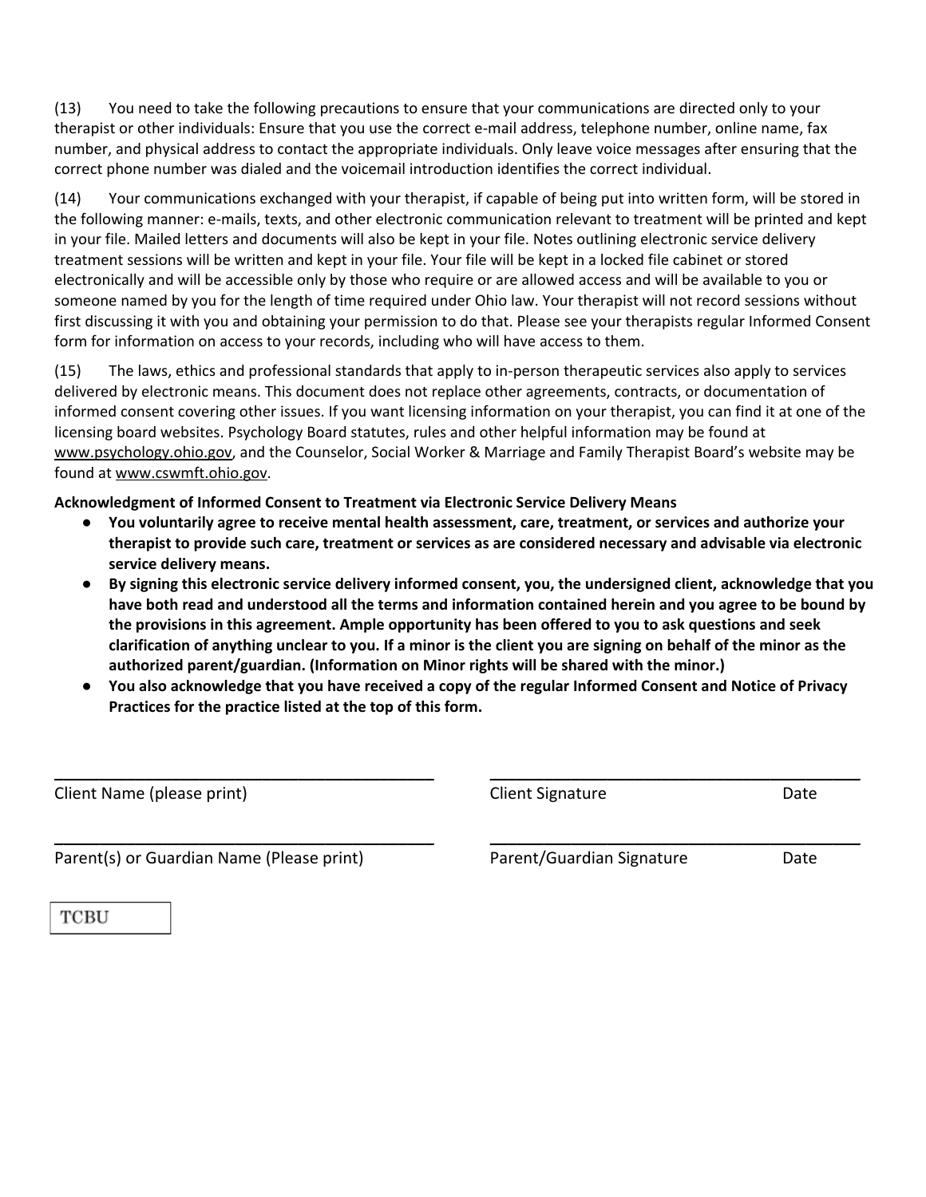(13) You need to take the following precautions to ensure that your communications are directed only to your therapist or other individuals: Ensure that you use the correct e-mail address, telephone number, online name, fax number, and physical address to contact the appropriate individuals. Only leave voice messages after ensuring that the correct phone number was dialed and the voicemail introduction identifies the correct individual.

(14) Your communications exchanged with your therapist, if capable of being put into written form, will be stored in the following manner: e-mails, texts, and other electronic communication relevant to treatment will be printed and kept in your file. Mailed letters and documents will also be kept in your file. Notes outlining electronic service delivery treatment sessions will be written and kept in your file. Your file will be kept in a locked file cabinet or stored electronically and will be accessible only by those who require or are allowed access and will be available to you or someone named by you for the length of time required under Ohio law. Your therapist will not record sessions without first discussing it with you and obtaining your permission to do that. Please see your therapists regular Informed Consent form for information on access to your records, including who will have access to them.

(15) The laws, ethics and professional standards that apply to in-person therapeutic services also apply to services delivered by electronic means. This document does not replace other agreements, contracts, or documentation of informed consent covering other issues. If you want licensing information on your therapist, you can find it at one of the licensing board websites. Psychology Board statutes, rules and other helpful information may be found at www.psychology.ohio.gov, and the Counselor, Social Worker & Marriage and Family Therapist Board's website may be found at www.cswmft.ohio.gov.

**Acknowledgment of Informed Consent to Treatment via Electronic Service Delivery Means**

- **You voluntarily agree to receive mental health assessment, care, treatment, or services and authorize your therapist to provide such care, treatment or services as are considered necessary and advisable via electronic service delivery means.**
- **By signing this electronic service delivery informed consent, you, the undersigned client, acknowledge that you have both read and understood all the terms and information contained herein and you agree to be bound by the provisions in this agreement. Ample opportunity has been offered to you to ask questions and seek clarification of anything unclear to you. If a minor is the client you are signing on behalf of the minor as the authorized parent/guardian. (Information on Minor rights will be shared with the minor.)**
- **You also acknowledge that you have received a copy of the regular Informed Consent and Notice of Privacy Practices for the practice listed at the top of this form.**

______________________________ ______________________________

Client Name (please print) Client Signature Date

______________________________ ______________________________

Parent(s) or Guardian Name (Please print) Parent/Guardian Signature Date

TCBU